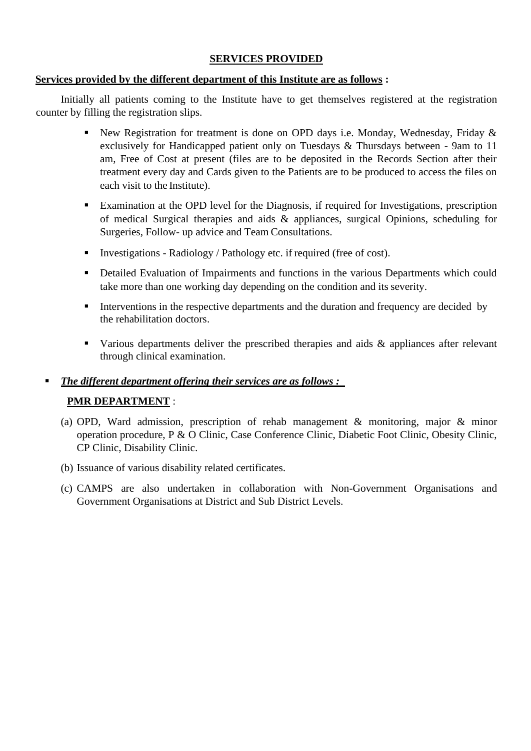## SERVICES PROVIDED

**Services provided by the different department of this Institute are as follows :**

Initially all patients coming to the Institute have to get themselves registered at the registration counter by filling the registration slips.

- New Registration for treatment is done on OPD days i.e. Monday, Wednesday, Friday & exclusively for Handicapped patient only on Tuesdays & Thursdays between - 9am to 11 am, Free of Cost at present (files are to be deposited in the Records Section after their treatment every day and Cards given to the Patients are to be produced to access the files on each visit to the Institute).
- Examination at the OPD level for the Diagnosis, if required for Investigations, prescription of medical Surgical therapies and aids & appliances, surgical Opinions, scheduling for Surgeries, Follow- up advice and Team Consultations.
- Investigations - Radiology / Pathology etc. if required (free of cost).
- Detailed Evaluation of Impairments and functions in the various Departments which could take more than one working day depending on the condition and its severity.
- Interventions in the respective departments and the duration and frequency are decided by the rehabilitation doctors.
- Various departments deliver the prescribed therapies and aids & appliances after relevant through clinical examination.

- ***The different department offering their services are as follows :***

**PMR DEPARTMENT** :

(a) OPD, Ward admission, prescription of rehab management & monitoring, major & minor operation procedure, P & O Clinic, Case Conference Clinic, Diabetic Foot Clinic, Obesity Clinic, CP Clinic, Disability Clinic.

(b) Issuance of various disability related certificates.

(c) CAMPS are also undertaken in collaboration with Non-Government Organisations and Government Organisations at District and Sub District Levels.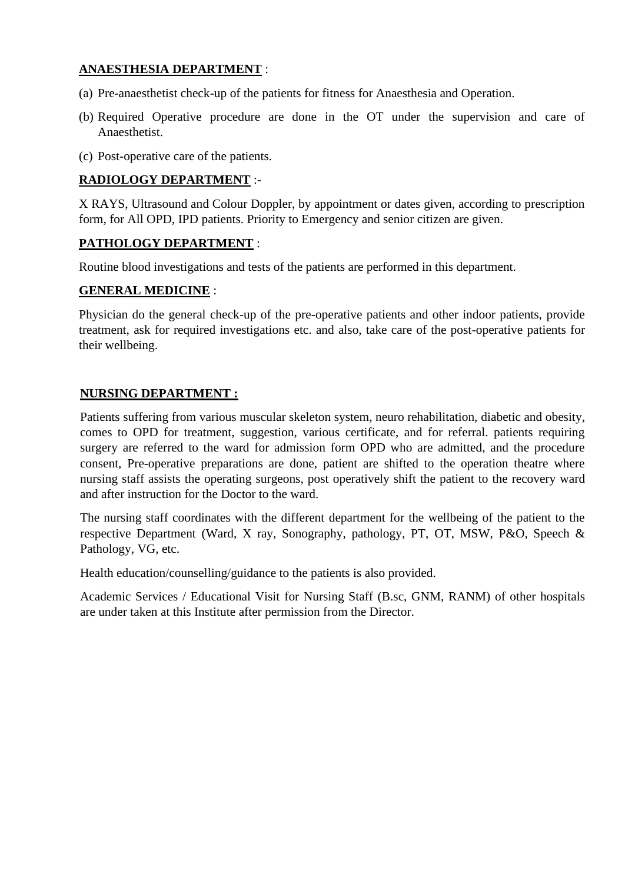**ANAESTHESIA DEPARTMENT** :

(a) Pre-anaesthetist check-up of the patients for fitness for Anaesthesia and Operation.

(b) Required Operative procedure are done in the OT under the supervision and care of Anaesthetist.

(c) Post-operative care of the patients.

**RADIOLOGY DEPARTMENT** :-

X RAYS, Ultrasound and Colour Doppler, by appointment or dates given, according to prescription form, for All OPD, IPD patients. Priority to Emergency and senior citizen are given.

**PATHOLOGY DEPARTMENT** :

Routine blood investigations and tests of the patients are performed in this department.

**GENERAL MEDICINE** :

Physician do the general check-up of the pre-operative patients and other indoor patients, provide treatment, ask for required investigations etc. and also, take care of the post-operative patients for their wellbeing.

**NURSING DEPARTMENT :**

Patients suffering from various muscular skeleton system, neuro rehabilitation, diabetic and obesity, comes to OPD for treatment, suggestion, various certificate, and for referral. patients requiring surgery are referred to the ward for admission form OPD who are admitted, and the procedure consent, Pre-operative preparations are done, patient are shifted to the operation theatre where nursing staff assists the operating surgeons, post operatively shift the patient to the recovery ward and after instruction for the Doctor to the ward.

The nursing staff coordinates with the different department for the wellbeing of the patient to the respective Department (Ward, X ray, Sonography, pathology, PT, OT, MSW, P&O, Speech & Pathology, VG, etc.

Health education/counselling/guidance to the patients is also provided.

Academic Services / Educational Visit for Nursing Staff (B.sc, GNM, RANM) of other hospitals are under taken at this Institute after permission from the Director.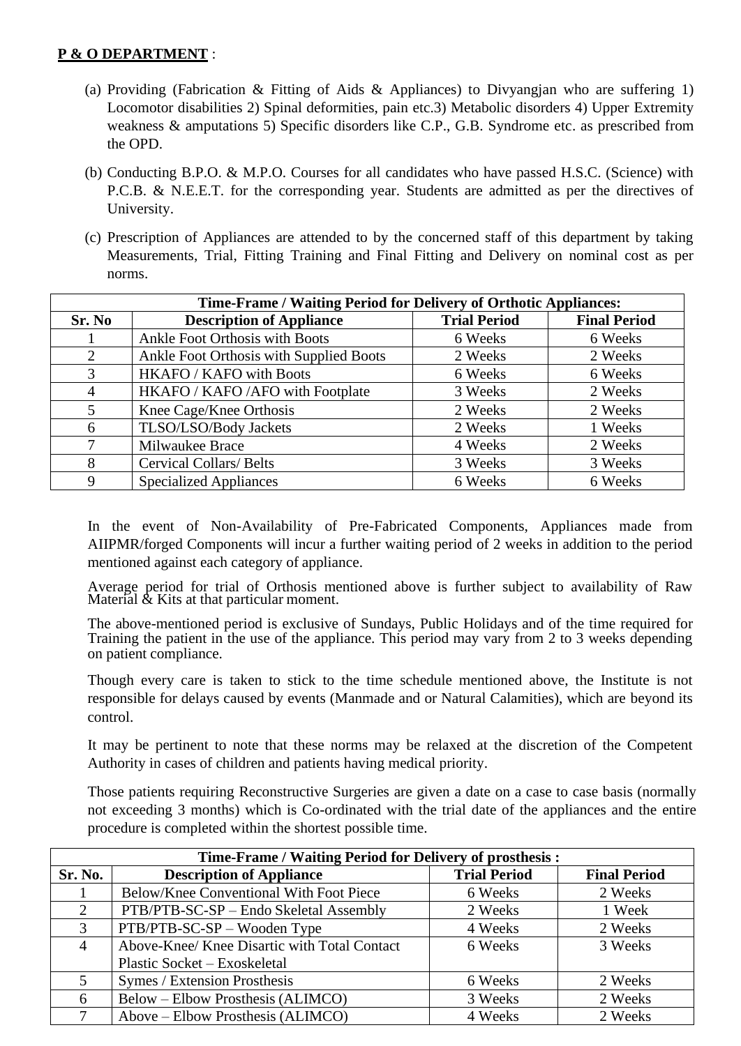**P & O DEPARTMENT** :

(a) Providing (Fabrication & Fitting of Aids & Appliances) to Divyangjan who are suffering 1) Locomotor disabilities 2) Spinal deformities, pain etc.3) Metabolic disorders 4) Upper Extremity weakness & amputations 5) Specific disorders like C.P., G.B. Syndrome etc. as prescribed from the OPD.

(b) Conducting B.P.O. & M.P.O. Courses for all candidates who have passed H.S.C. (Science) with P.C.B. & N.E.E.T. for the corresponding year. Students are admitted as per the directives of University.

(c) Prescription of Appliances are attended to by the concerned staff of this department by taking Measurements, Trial, Fitting Training and Final Fitting and Delivery on nominal cost as per norms.

| **Time-Frame / Waiting Period for Delivery of Orthotic Appliances:** | | | |
|---|---|---|---|
| **Sr. No** | **Description of Appliance** | **Trial Period** | **Final Period** |
| 1 | Ankle Foot Orthosis with Boots | 6 Weeks | 6 Weeks |
| 2 | Ankle Foot Orthosis with Supplied Boots | 2 Weeks | 2 Weeks |
| 3 | HKAFO / KAFO with Boots | 6 Weeks | 6 Weeks |
| 4 | HKAFO / KAFO /AFO with Footplate | 3 Weeks | 2 Weeks |
| 5 | Knee Cage/Knee Orthosis | 2 Weeks | 2 Weeks |
| 6 | TLSO/LSO/Body Jackets | 2 Weeks | 1 Weeks |
| 7 | Milwaukee Brace | 4 Weeks | 2 Weeks |
| 8 | Cervical Collars/ Belts | 3 Weeks | 3 Weeks |
| 9 | Specialized Appliances | 6 Weeks | 6 Weeks |

In the event of Non-Availability of Pre-Fabricated Components, Appliances made from AIIPMR/forged Components will incur a further waiting period of 2 weeks in addition to the period mentioned against each category of appliance.

Average period for trial of Orthosis mentioned above is further subject to availability of Raw Material & Kits at that particular moment.

The above-mentioned period is exclusive of Sundays, Public Holidays and of the time required for Training the patient in the use of the appliance. This period may vary from 2 to 3 weeks depending on patient compliance.

Though every care is taken to stick to the time schedule mentioned above, the Institute is not responsible for delays caused by events (Manmade and or Natural Calamities), which are beyond its control.

It may be pertinent to note that these norms may be relaxed at the discretion of the Competent Authority in cases of children and patients having medical priority.

Those patients requiring Reconstructive Surgeries are given a date on a case to case basis (normally not exceeding 3 months) which is Co-ordinated with the trial date of the appliances and the entire procedure is completed within the shortest possible time.

| **Time-Frame / Waiting Period for Delivery of prosthesis :** | | | |
|---|---|---|---|
| **Sr. No.** | **Description of Appliance** | **Trial Period** | **Final Period** |
| 1 | Below/Knee Conventional With Foot Piece | 6 Weeks | 2 Weeks |
| 2 | PTB/PTB-SC-SP – Endo Skeletal Assembly | 2 Weeks | 1 Week |
| 3 | PTB/PTB-SC-SP – Wooden Type | 4 Weeks | 2 Weeks |
| 4 | Above-Knee/ Knee Disartic with Total Contact Plastic Socket – Exoskeletal | 6 Weeks | 3 Weeks |
| 5 | Symes / Extension Prosthesis | 6 Weeks | 2 Weeks |
| 6 | Below – Elbow Prosthesis (ALIMCO) | 3 Weeks | 2 Weeks |
| 7 | Above – Elbow Prosthesis (ALIMCO) | 4 Weeks | 2 Weeks |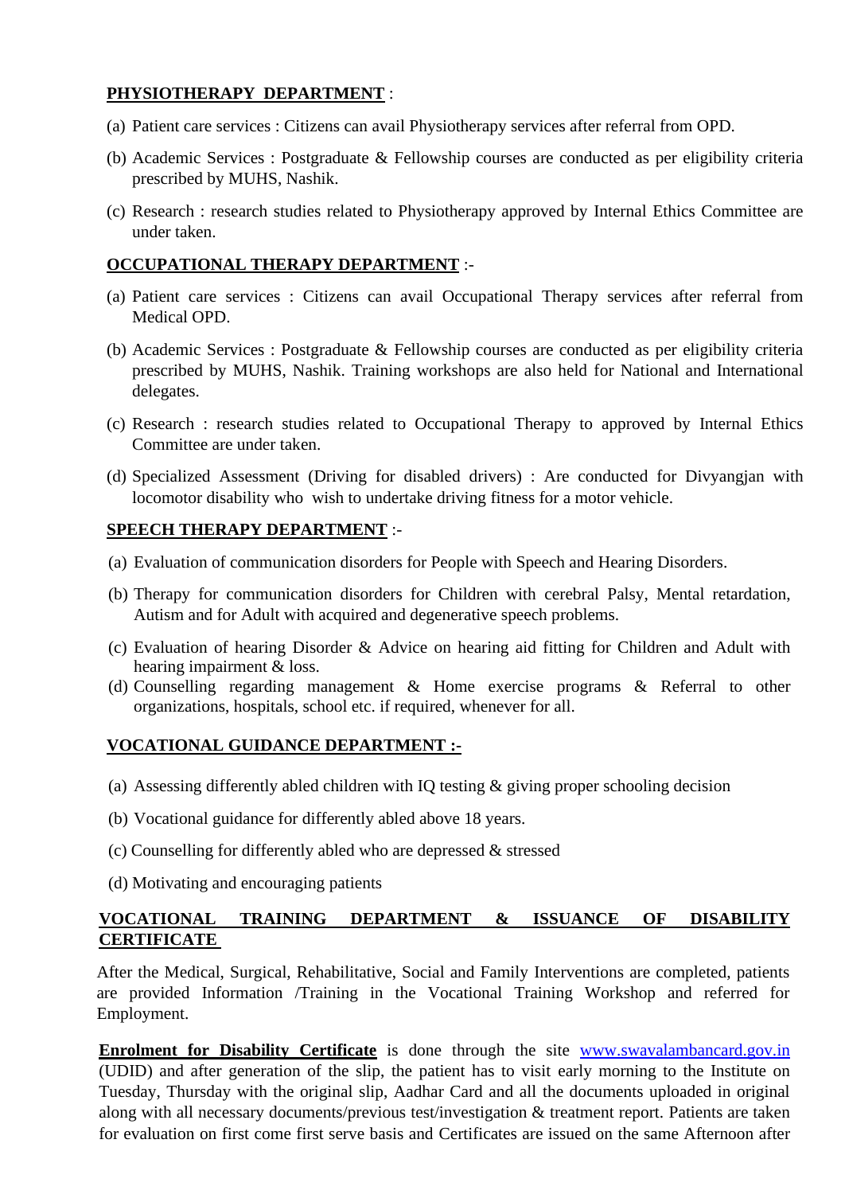**PHYSIOTHERAPY DEPARTMENT** :

(a) Patient care services : Citizens can avail Physiotherapy services after referral from OPD.

(b) Academic Services : Postgraduate & Fellowship courses are conducted as per eligibility criteria prescribed by MUHS, Nashik.

(c) Research : research studies related to Physiotherapy approved by Internal Ethics Committee are under taken.

**OCCUPATIONAL THERAPY DEPARTMENT** :-

(a) Patient care services : Citizens can avail Occupational Therapy services after referral from Medical OPD.

(b) Academic Services : Postgraduate & Fellowship courses are conducted as per eligibility criteria prescribed by MUHS, Nashik. Training workshops are also held for National and International delegates.

(c) Research : research studies related to Occupational Therapy to approved by Internal Ethics Committee are under taken.

(d) Specialized Assessment (Driving for disabled drivers) : Are conducted for Divyangjan with locomotor disability who wish to undertake driving fitness for a motor vehicle.

**SPEECH THERAPY DEPARTMENT** :-

(a) Evaluation of communication disorders for People with Speech and Hearing Disorders.

(b) Therapy for communication disorders for Children with cerebral Palsy, Mental retardation, Autism and for Adult with acquired and degenerative speech problems.

(c) Evaluation of hearing Disorder & Advice on hearing aid fitting for Children and Adult with hearing impairment & loss.

(d) Counselling regarding management & Home exercise programs & Referral to other organizations, hospitals, school etc. if required, whenever for all.

**VOCATIONAL GUIDANCE DEPARTMENT :-**

(a) Assessing differently abled children with IQ testing & giving proper schooling decision

(b) Vocational guidance for differently abled above 18 years.

(c) Counselling for differently abled who are depressed & stressed

(d) Motivating and encouraging patients

**VOCATIONAL TRAINING DEPARTMENT & ISSUANCE OF DISABILITY CERTIFICATE**

After the Medical, Surgical, Rehabilitative, Social and Family Interventions are completed, patients are provided Information /Training in the Vocational Training Workshop and referred for Employment.

**Enrolment for Disability Certificate** is done through the site www.swavalambancard.gov.in (UDID) and after generation of the slip, the patient has to visit early morning to the Institute on Tuesday, Thursday with the original slip, Aadhar Card and all the documents uploaded in original along with all necessary documents/previous test/investigation & treatment report. Patients are taken for evaluation on first come first serve basis and Certificates are issued on the same Afternoon after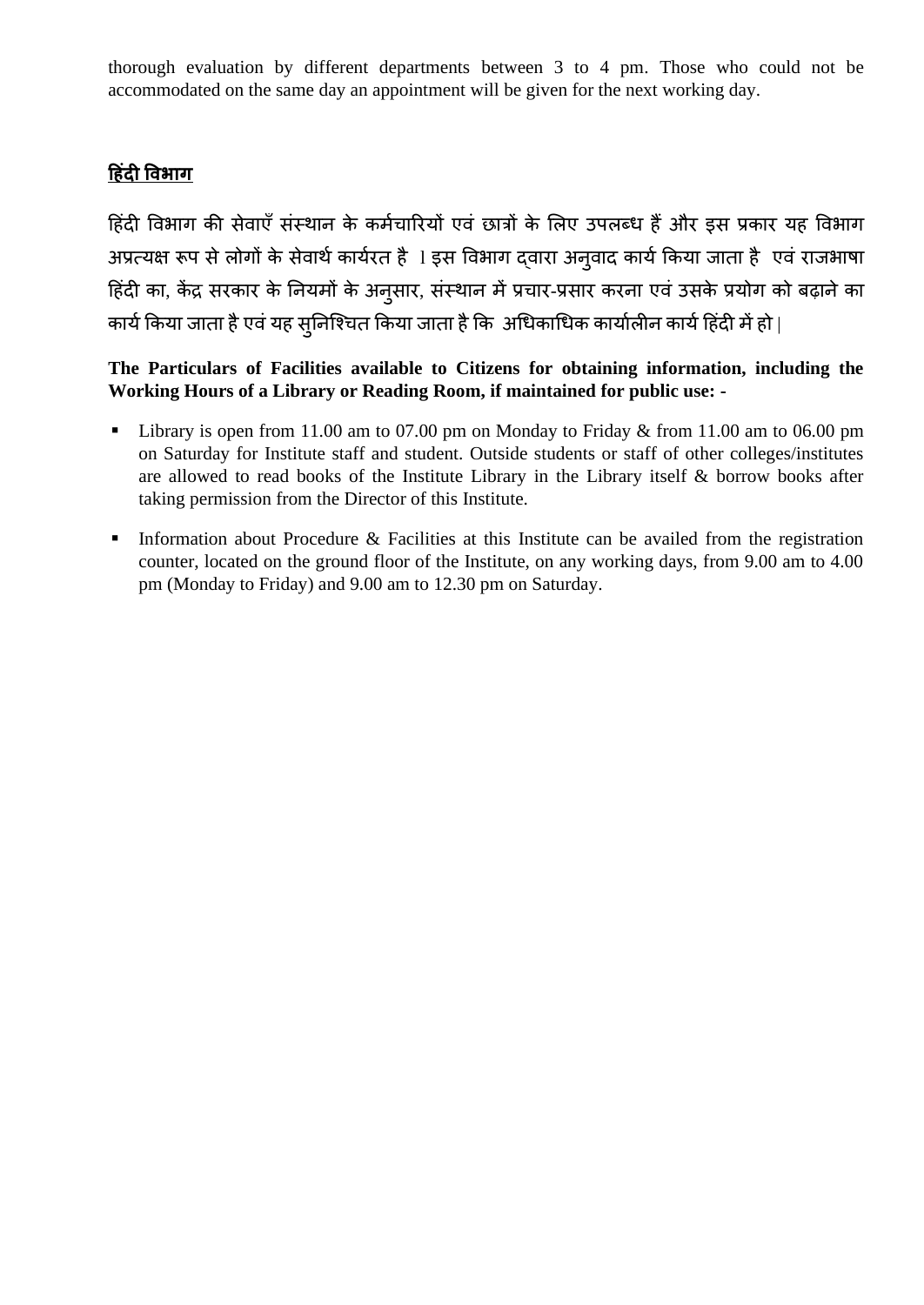thorough evaluation by different departments between 3 to 4 pm. Those who could not be accommodated on the same day an appointment will be given for the next working day.

**<u>हिंदी विभाग</u>**

हिंदी विभाग की सेवाएँ संस्थान के कर्मचारियों एवं छात्रों के लिए उपलब्ध हैं और इस प्रकार यह विभाग अप्रत्यक्ष रूप से लोगों के सेवार्थ कार्यरत है l इस विभाग द्वारा अनुवाद कार्य किया जाता है एवं राजभाषा हिंदी का, केंद्र सरकार के नियमों के अनुसार, संस्थान में प्रचार-प्रसार करना एवं उसके प्रयोग को बढ़ाने का कार्य किया जाता है एवं यह सुनिश्चित किया जाता है कि अधिकाधिक कार्यालीन कार्य हिंदी में हो |

**The Particulars of Facilities available to Citizens for obtaining information, including the Working Hours of a Library or Reading Room, if maintained for public use: -**

- Library is open from 11.00 am to 07.00 pm on Monday to Friday & from 11.00 am to 06.00 pm on Saturday for Institute staff and student. Outside students or staff of other colleges/institutes are allowed to read books of the Institute Library in the Library itself & borrow books after taking permission from the Director of this Institute.
- Information about Procedure & Facilities at this Institute can be availed from the registration counter, located on the ground floor of the Institute, on any working days, from 9.00 am to 4.00 pm (Monday to Friday) and 9.00 am to 12.30 pm on Saturday.